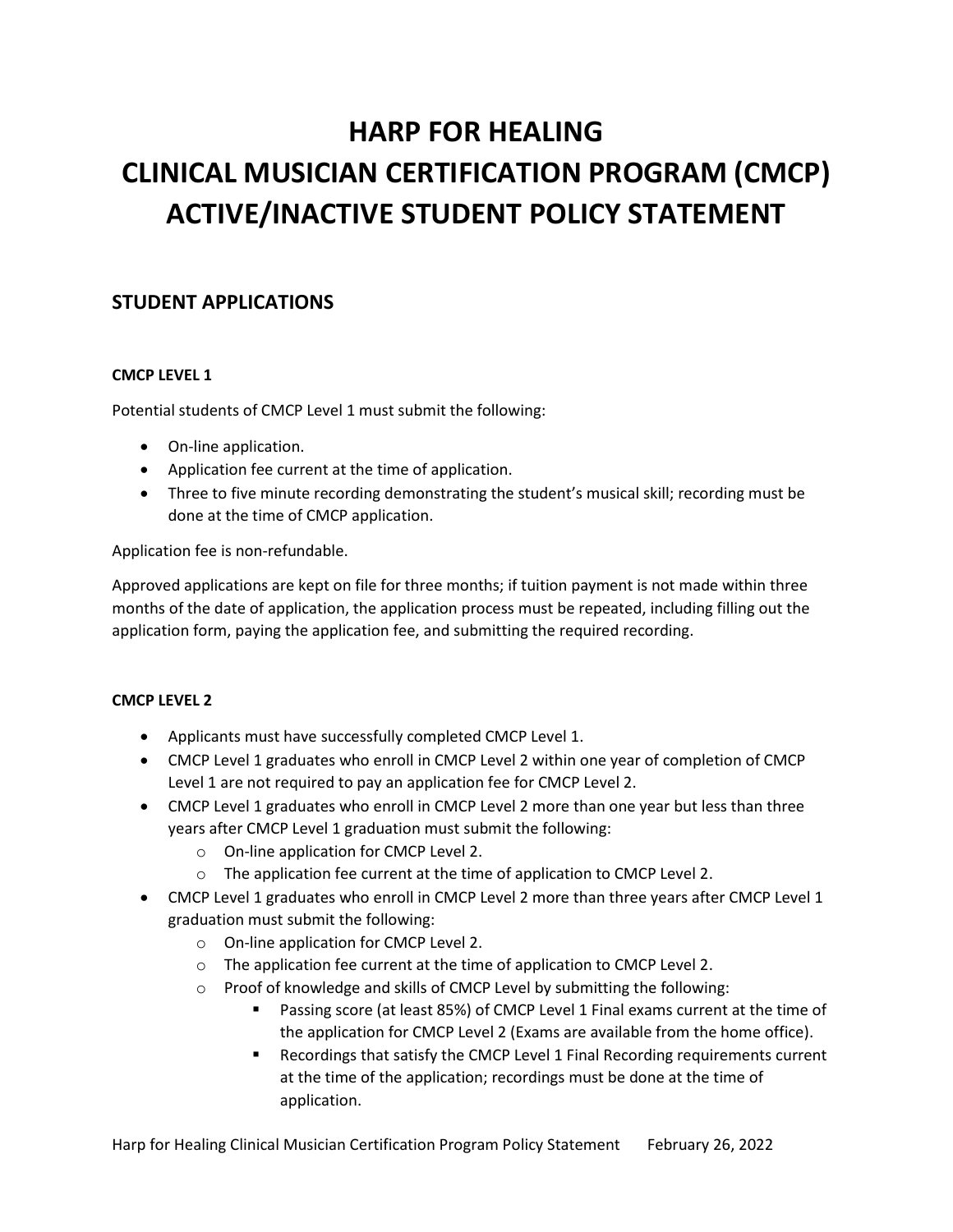# HARP FOR HEALING
# CLINICAL MUSICIAN CERTIFICATION PROGRAM (CMCP)
# ACTIVE/INACTIVE STUDENT POLICY STATEMENT

## STUDENT APPLICATIONS

### CMCP LEVEL 1

Potential students of CMCP Level 1 must submit the following:

- On-line application.
- Application fee current at the time of application.
- Three to five minute recording demonstrating the student's musical skill; recording must be done at the time of CMCP application.

Application fee is non-refundable.

Approved applications are kept on file for three months; if tuition payment is not made within three months of the date of application, the application process must be repeated, including filling out the application form, paying the application fee, and submitting the required recording.

### CMCP LEVEL 2

- Applicants must have successfully completed CMCP Level 1.
- CMCP Level 1 graduates who enroll in CMCP Level 2 within one year of completion of CMCP Level 1 are not required to pay an application fee for CMCP Level 2.
- CMCP Level 1 graduates who enroll in CMCP Level 2 more than one year but less than three years after CMCP Level 1 graduation must submit the following:
  - On-line application for CMCP Level 2.
  - The application fee current at the time of application to CMCP Level 2.
- CMCP Level 1 graduates who enroll in CMCP Level 2 more than three years after CMCP Level 1 graduation must submit the following:
  - On-line application for CMCP Level 2.
  - The application fee current at the time of application to CMCP Level 2.
  - Proof of knowledge and skills of CMCP Level by submitting the following:
    - Passing score (at least 85%) of CMCP Level 1 Final exams current at the time of the application for CMCP Level 2 (Exams are available from the home office).
    - Recordings that satisfy the CMCP Level 1 Final Recording requirements current at the time of the application; recordings must be done at the time of application.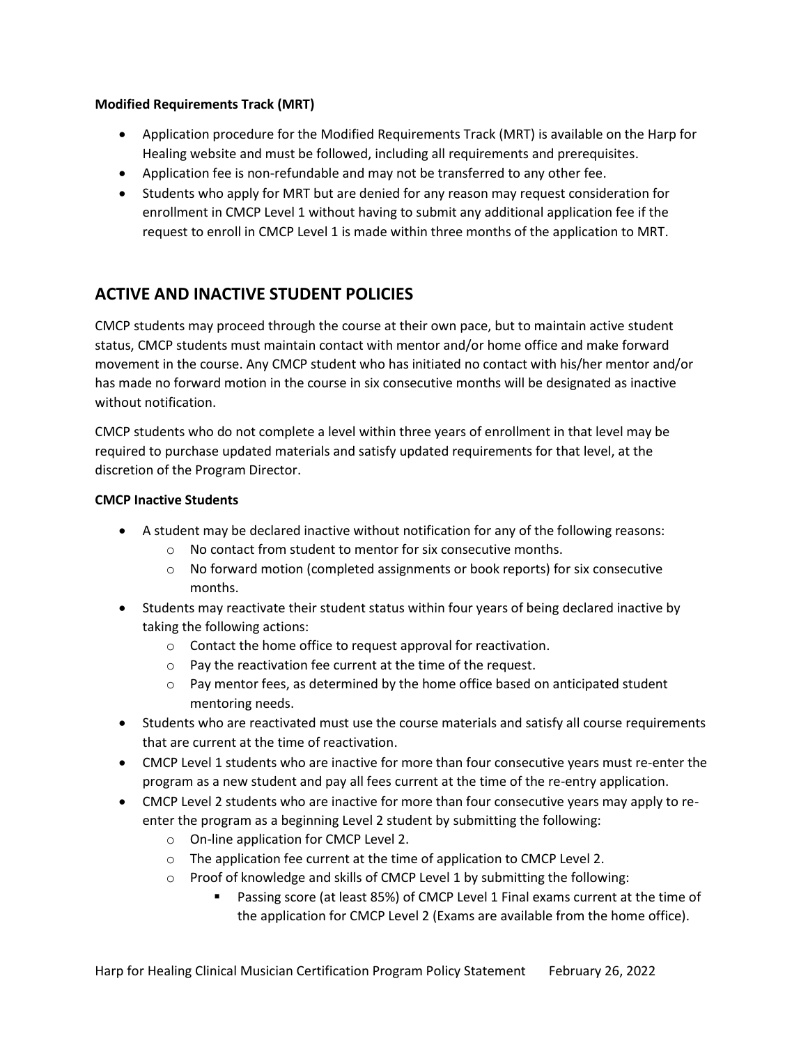**Modified Requirements Track (MRT)**

- Application procedure for the Modified Requirements Track (MRT) is available on the Harp for Healing website and must be followed, including all requirements and prerequisites.
- Application fee is non-refundable and may not be transferred to any other fee.
- Students who apply for MRT but are denied for any reason may request consideration for enrollment in CMCP Level 1 without having to submit any additional application fee if the request to enroll in CMCP Level 1 is made within three months of the application to MRT.

## ACTIVE AND INACTIVE STUDENT POLICIES

CMCP students may proceed through the course at their own pace, but to maintain active student status, CMCP students must maintain contact with mentor and/or home office and make forward movement in the course. Any CMCP student who has initiated no contact with his/her mentor and/or has made no forward motion in the course in six consecutive months will be designated as inactive without notification.

CMCP students who do not complete a level within three years of enrollment in that level may be required to purchase updated materials and satisfy updated requirements for that level, at the discretion of the Program Director.

**CMCP Inactive Students**

- A student may be declared inactive without notification for any of the following reasons:
  - No contact from student to mentor for six consecutive months.
  - No forward motion (completed assignments or book reports) for six consecutive months.
- Students may reactivate their student status within four years of being declared inactive by taking the following actions:
  - Contact the home office to request approval for reactivation.
  - Pay the reactivation fee current at the time of the request.
  - Pay mentor fees, as determined by the home office based on anticipated student mentoring needs.
- Students who are reactivated must use the course materials and satisfy all course requirements that are current at the time of reactivation.
- CMCP Level 1 students who are inactive for more than four consecutive years must re-enter the program as a new student and pay all fees current at the time of the re-entry application.
- CMCP Level 2 students who are inactive for more than four consecutive years may apply to re-enter the program as a beginning Level 2 student by submitting the following:
  - On-line application for CMCP Level 2.
  - The application fee current at the time of application to CMCP Level 2.
  - Proof of knowledge and skills of CMCP Level 1 by submitting the following:
    - Passing score (at least 85%) of CMCP Level 1 Final exams current at the time of the application for CMCP Level 2 (Exams are available from the home office).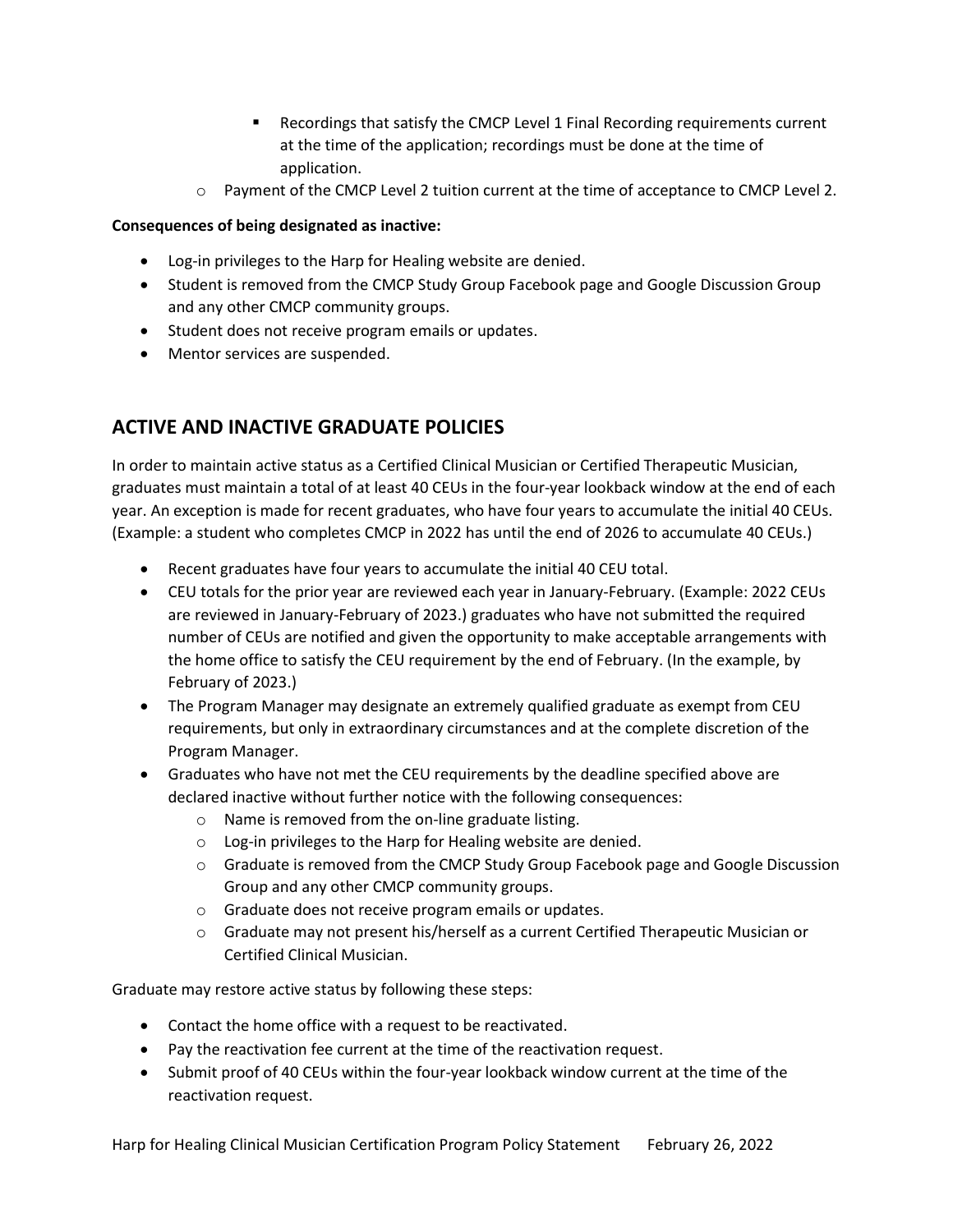- Recordings that satisfy the CMCP Level 1 Final Recording requirements current at the time of the application; recordings must be done at the time of application.
  - Payment of the CMCP Level 2 tuition current at the time of acceptance to CMCP Level 2.

**Consequences of being designated as inactive:**

- Log-in privileges to the Harp for Healing website are denied.
- Student is removed from the CMCP Study Group Facebook page and Google Discussion Group and any other CMCP community groups.
- Student does not receive program emails or updates.
- Mentor services are suspended.

## ACTIVE AND INACTIVE GRADUATE POLICIES

In order to maintain active status as a Certified Clinical Musician or Certified Therapeutic Musician, graduates must maintain a total of at least 40 CEUs in the four-year lookback window at the end of each year. An exception is made for recent graduates, who have four years to accumulate the initial 40 CEUs. (Example: a student who completes CMCP in 2022 has until the end of 2026 to accumulate 40 CEUs.)

- Recent graduates have four years to accumulate the initial 40 CEU total.
- CEU totals for the prior year are reviewed each year in January-February. (Example: 2022 CEUs are reviewed in January-February of 2023.) graduates who have not submitted the required number of CEUs are notified and given the opportunity to make acceptable arrangements with the home office to satisfy the CEU requirement by the end of February. (In the example, by February of 2023.)
- The Program Manager may designate an extremely qualified graduate as exempt from CEU requirements, but only in extraordinary circumstances and at the complete discretion of the Program Manager.
- Graduates who have not met the CEU requirements by the deadline specified above are declared inactive without further notice with the following consequences:
  - Name is removed from the on-line graduate listing.
  - Log-in privileges to the Harp for Healing website are denied.
  - Graduate is removed from the CMCP Study Group Facebook page and Google Discussion Group and any other CMCP community groups.
  - Graduate does not receive program emails or updates.
  - Graduate may not present his/herself as a current Certified Therapeutic Musician or Certified Clinical Musician.

Graduate may restore active status by following these steps:

- Contact the home office with a request to be reactivated.
- Pay the reactivation fee current at the time of the reactivation request.
- Submit proof of 40 CEUs within the four-year lookback window current at the time of the reactivation request.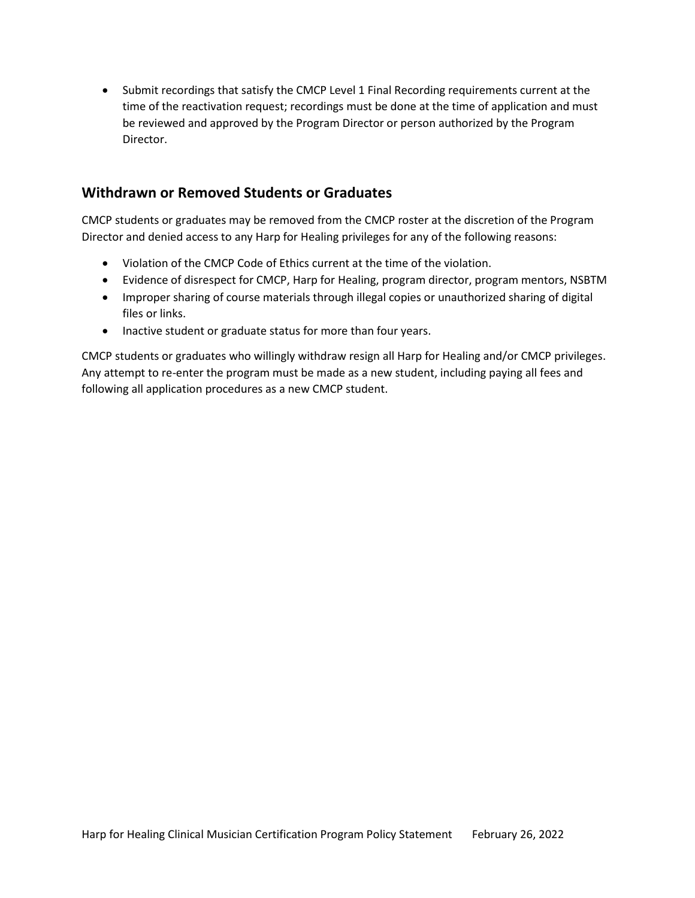- Submit recordings that satisfy the CMCP Level 1 Final Recording requirements current at the time of the reactivation request; recordings must be done at the time of application and must be reviewed and approved by the Program Director or person authorized by the Program Director.

## Withdrawn or Removed Students or Graduates

CMCP students or graduates may be removed from the CMCP roster at the discretion of the Program Director and denied access to any Harp for Healing privileges for any of the following reasons:

- Violation of the CMCP Code of Ethics current at the time of the violation.
- Evidence of disrespect for CMCP, Harp for Healing, program director, program mentors, NSBTM
- Improper sharing of course materials through illegal copies or unauthorized sharing of digital files or links.
- Inactive student or graduate status for more than four years.

CMCP students or graduates who willingly withdraw resign all Harp for Healing and/or CMCP privileges. Any attempt to re-enter the program must be made as a new student, including paying all fees and following all application procedures as a new CMCP student.